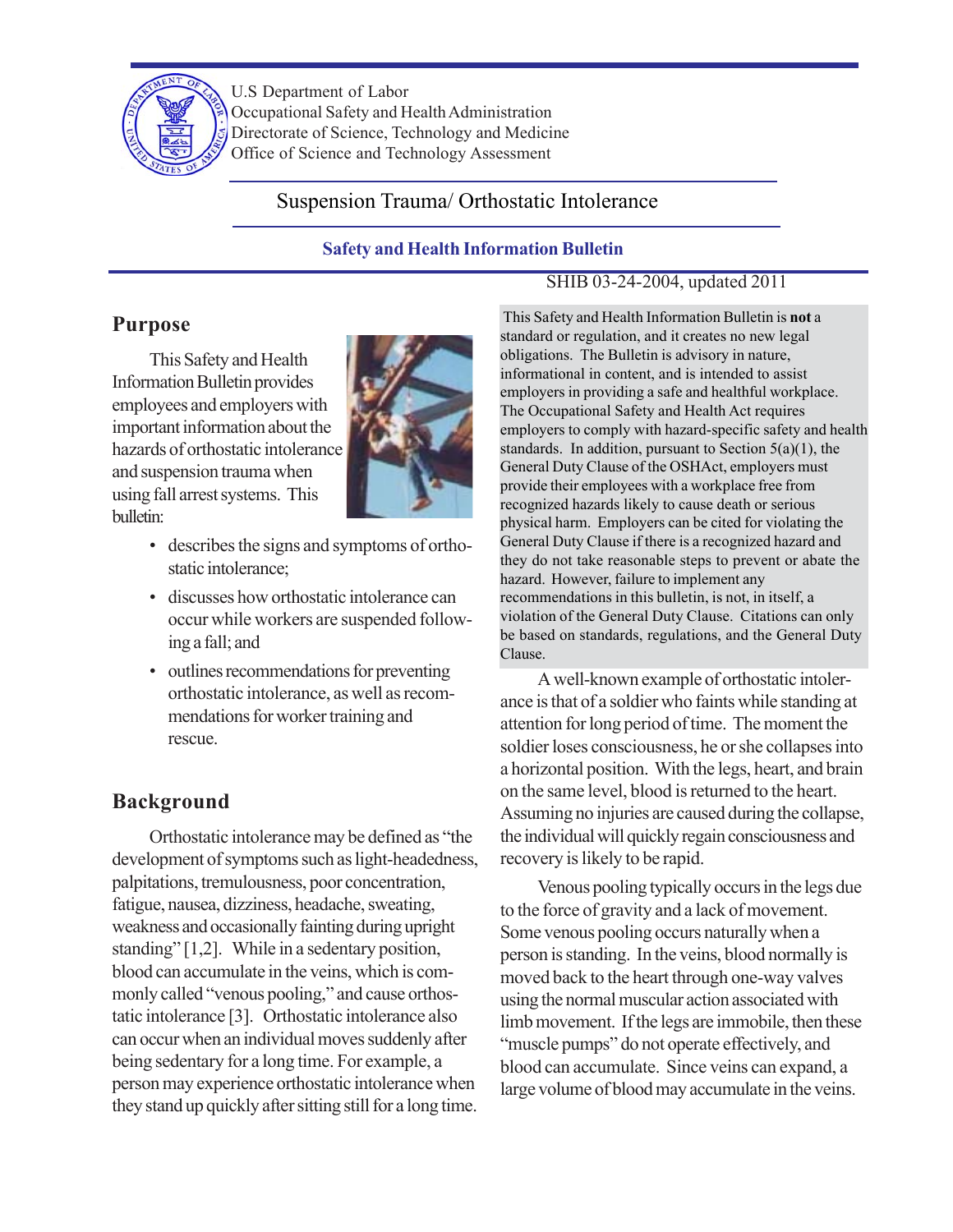U.S Department of Labor
Occupational Safety and Health Administration
Directorate of Science, Technology and Medicine
Office of Science and Technology Assessment

# Suspension Trauma/ Orthostatic Intolerance

**Safety and Health Information Bulletin**

SHIB 03-24-2004, updated 2011

## Purpose

This Safety and Health Information Bulletin provides employees and employers with important information about the hazards of orthostatic intolerance and suspension trauma when using fall arrest systems. This bulletin:

- describes the signs and symptoms of orthostatic intolerance;
- discusses how orthostatic intolerance can occur while workers are suspended following a fall; and
- outlines recommendations for preventing orthostatic intolerance, as well as recommendations for worker training and rescue.

## Background

Orthostatic intolerance may be defined as "the development of symptoms such as light-headedness, palpitations, tremulousness, poor concentration, fatigue, nausea, dizziness, headache, sweating, weakness and occasionally fainting during upright standing" [1,2]. While in a sedentary position, blood can accumulate in the veins, which is commonly called "venous pooling," and cause orthostatic intolerance [3]. Orthostatic intolerance also can occur when an individual moves suddenly after being sedentary for a long time. For example, a person may experience orthostatic intolerance when they stand up quickly after sitting still for a long time.

This Safety and Health Information Bulletin is **not** a standard or regulation, and it creates no new legal obligations. The Bulletin is advisory in nature, informational in content, and is intended to assist employers in providing a safe and healthful workplace. The Occupational Safety and Health Act requires employers to comply with hazard-specific safety and health standards. In addition, pursuant to Section 5(a)(1), the General Duty Clause of the OSHAct, employers must provide their employees with a workplace free from recognized hazards likely to cause death or serious physical harm. Employers can be cited for violating the General Duty Clause if there is a recognized hazard and they do not take reasonable steps to prevent or abate the hazard. However, failure to implement any recommendations in this bulletin, is not, in itself, a violation of the General Duty Clause. Citations can only be based on standards, regulations, and the General Duty Clause.

A well-known example of orthostatic intolerance is that of a soldier who faints while standing at attention for long period of time. The moment the soldier loses consciousness, he or she collapses into a horizontal position. With the legs, heart, and brain on the same level, blood is returned to the heart. Assuming no injuries are caused during the collapse, the individual will quickly regain consciousness and recovery is likely to be rapid.

Venous pooling typically occurs in the legs due to the force of gravity and a lack of movement. Some venous pooling occurs naturally when a person is standing. In the veins, blood normally is moved back to the heart through one-way valves using the normal muscular action associated with limb movement. If the legs are immobile, then these "muscle pumps" do not operate effectively, and blood can accumulate. Since veins can expand, a large volume of blood may accumulate in the veins.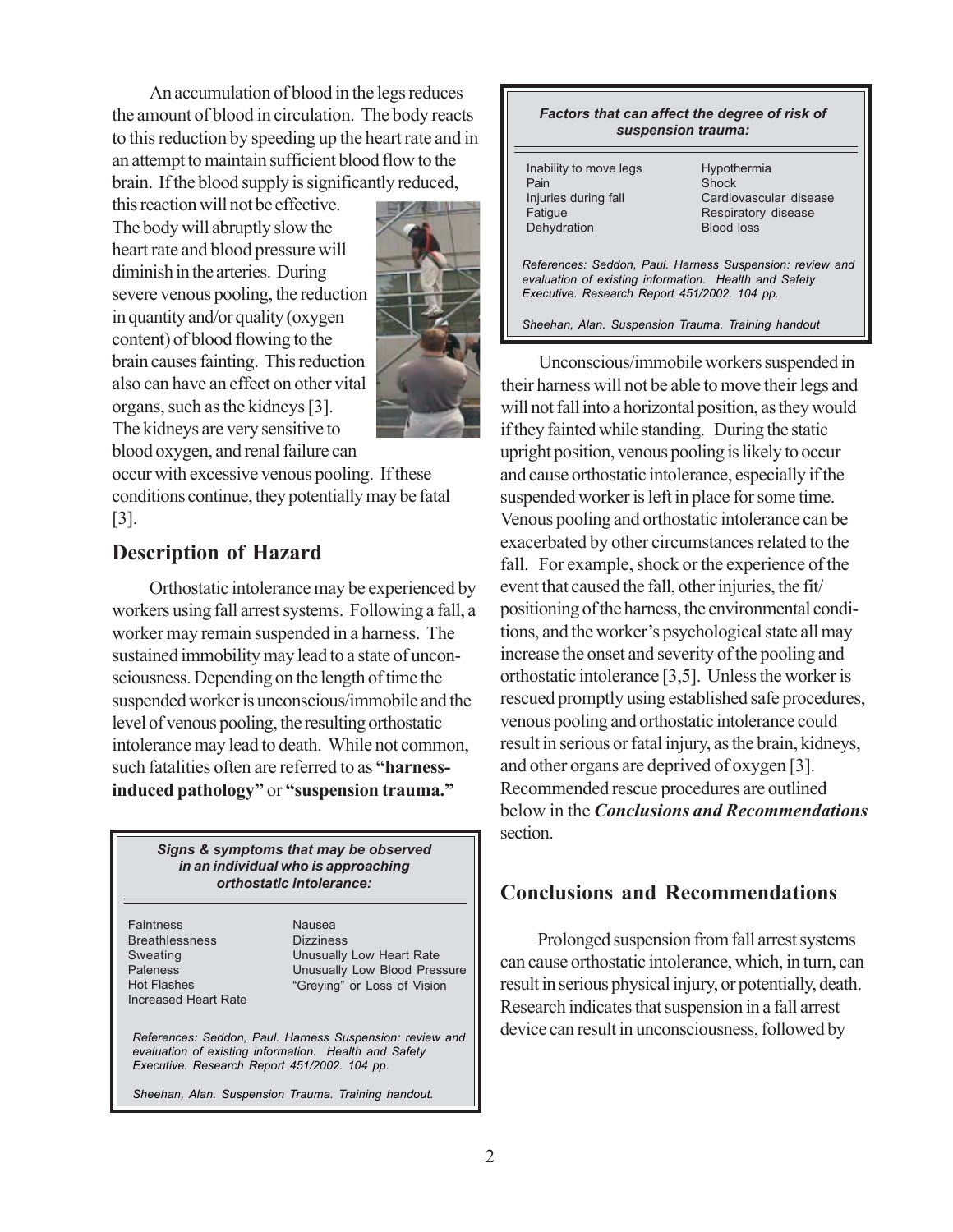An accumulation of blood in the legs reduces the amount of blood in circulation. The body reacts to this reduction by speeding up the heart rate and in an attempt to maintain sufficient blood flow to the brain. If the blood supply is significantly reduced, this reaction will not be effective. The body will abruptly slow the heart rate and blood pressure will diminish in the arteries. During severe venous pooling, the reduction in quantity and/or quality (oxygen content) of blood flowing to the brain causes fainting. This reduction also can have an effect on other vital organs, such as the kidneys [3]. The kidneys are very sensitive to blood oxygen, and renal failure can occur with excessive venous pooling. If these conditions continue, they potentially may be fatal [3].

## Description of Hazard

Orthostatic intolerance may be experienced by workers using fall arrest systems. Following a fall, a worker may remain suspended in a harness. The sustained immobility may lead to a state of unconsciousness. Depending on the length of time the suspended worker is unconscious/immobile and the level of venous pooling, the resulting orthostatic intolerance may lead to death. While not common, such fatalities often are referred to as **"harness-induced pathology"** or **"suspension trauma."**

***Signs & symptoms that may be observed in an individual who is approaching orthostatic intolerance:***

| | |
|---|---|
| Faintness | Nausea |
| Breathlessness | Dizziness |
| Sweating | Unusually Low Heart Rate |
| Paleness | Unusually Low Blood Pressure |
| Hot Flashes | "Greying" or Loss of Vision |
| Increased Heart Rate | |

*References: Seddon, Paul. Harness Suspension: review and evaluation of existing information. Health and Safety Executive. Research Report 451/2002. 104 pp.*

*Sheehan, Alan. Suspension Trauma. Training handout.*

***Factors that can affect the degree of risk of suspension trauma:***

| | |
|---|---|
| Inability to move legs | Hypothermia |
| Pain | Shock |
| Injuries during fall | Cardiovascular disease |
| Fatigue | Respiratory disease |
| Dehydration | Blood loss |

*References: Seddon, Paul. Harness Suspension: review and evaluation of existing information. Health and Safety Executive. Research Report 451/2002. 104 pp.*

*Sheehan, Alan. Suspension Trauma. Training handout*

Unconscious/immobile workers suspended in their harness will not be able to move their legs and will not fall into a horizontal position, as they would if they fainted while standing. During the static upright position, venous pooling is likely to occur and cause orthostatic intolerance, especially if the suspended worker is left in place for some time. Venous pooling and orthostatic intolerance can be exacerbated by other circumstances related to the fall. For example, shock or the experience of the event that caused the fall, other injuries, the fit/positioning of the harness, the environmental conditions, and the worker's psychological state all may increase the onset and severity of the pooling and orthostatic intolerance [3,5]. Unless the worker is rescued promptly using established safe procedures, venous pooling and orthostatic intolerance could result in serious or fatal injury, as the brain, kidneys, and other organs are deprived of oxygen [3]. Recommended rescue procedures are outlined below in the ***Conclusions and Recommendations*** section.

## Conclusions and Recommendations

Prolonged suspension from fall arrest systems can cause orthostatic intolerance, which, in turn, can result in serious physical injury, or potentially, death. Research indicates that suspension in a fall arrest device can result in unconsciousness, followed by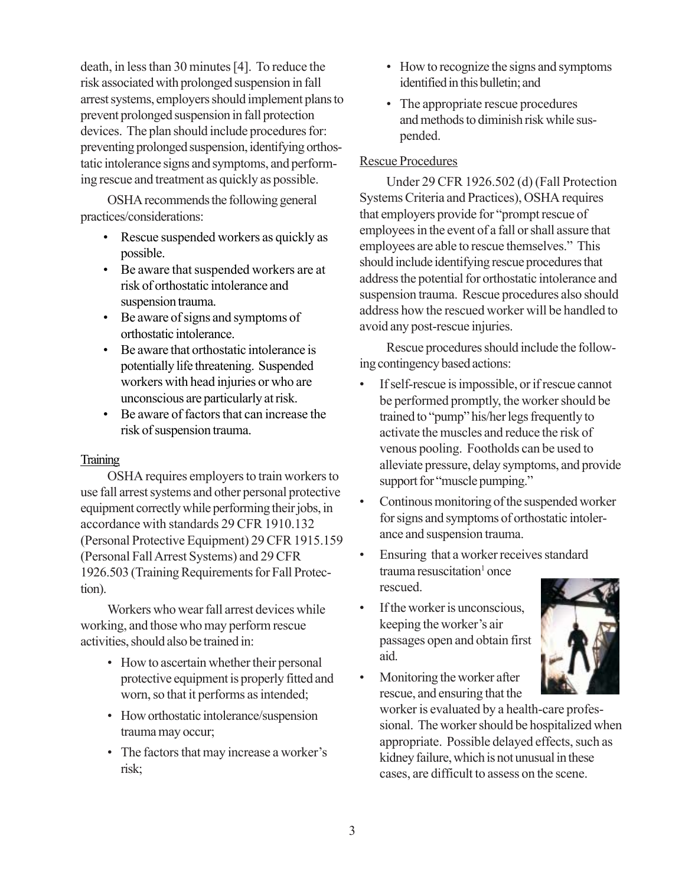death, in less than 30 minutes [4]. To reduce the risk associated with prolonged suspension in fall arrest systems, employers should implement plans to prevent prolonged suspension in fall protection devices. The plan should include procedures for: preventing prolonged suspension, identifying orthostatic intolerance signs and symptoms, and performing rescue and treatment as quickly as possible.

OSHA recommends the following general practices/considerations:

- Rescue suspended workers as quickly as possible.
- Be aware that suspended workers are at risk of orthostatic intolerance and suspension trauma.
- Be aware of signs and symptoms of orthostatic intolerance.
- Be aware that orthostatic intolerance is potentially life threatening. Suspended workers with head injuries or who are unconscious are particularly at risk.
- Be aware of factors that can increase the risk of suspension trauma.

## Training

OSHA requires employers to train workers to use fall arrest systems and other personal protective equipment correctly while performing their jobs, in accordance with standards 29 CFR 1910.132 (Personal Protective Equipment) 29 CFR 1915.159 (Personal Fall Arrest Systems) and 29 CFR 1926.503 (Training Requirements for Fall Protection).

Workers who wear fall arrest devices while working, and those who may perform rescue activities, should also be trained in:

- How to ascertain whether their personal protective equipment is properly fitted and worn, so that it performs as intended;
- How orthostatic intolerance/suspension trauma may occur;
- The factors that may increase a worker's risk;
- How to recognize the signs and symptoms identified in this bulletin; and
- The appropriate rescue procedures and methods to diminish risk while suspended.

## Rescue Procedures

Under 29 CFR 1926.502 (d) (Fall Protection Systems Criteria and Practices), OSHA requires that employers provide for "prompt rescue of employees in the event of a fall or shall assure that employees are able to rescue themselves." This should include identifying rescue procedures that address the potential for orthostatic intolerance and suspension trauma. Rescue procedures also should address how the rescued worker will be handled to avoid any post-rescue injuries.

Rescue procedures should include the following contingency based actions:

- If self-rescue is impossible, or if rescue cannot be performed promptly, the worker should be trained to "pump" his/her legs frequently to activate the muscles and reduce the risk of venous pooling. Footholds can be used to alleviate pressure, delay symptoms, and provide support for "muscle pumping."
- Continous monitoring of the suspended worker for signs and symptoms of orthostatic intolerance and suspension trauma.
- Ensuring that a worker receives standard trauma resuscitation[1] once rescued.
- If the worker is unconscious, keeping the worker's air passages open and obtain first aid.
- Monitoring the worker after rescue, and ensuring that the worker is evaluated by a health-care professional. The worker should be hospitalized when appropriate. Possible delayed effects, such as kidney failure, which is not unusual in these cases, are difficult to assess on the scene.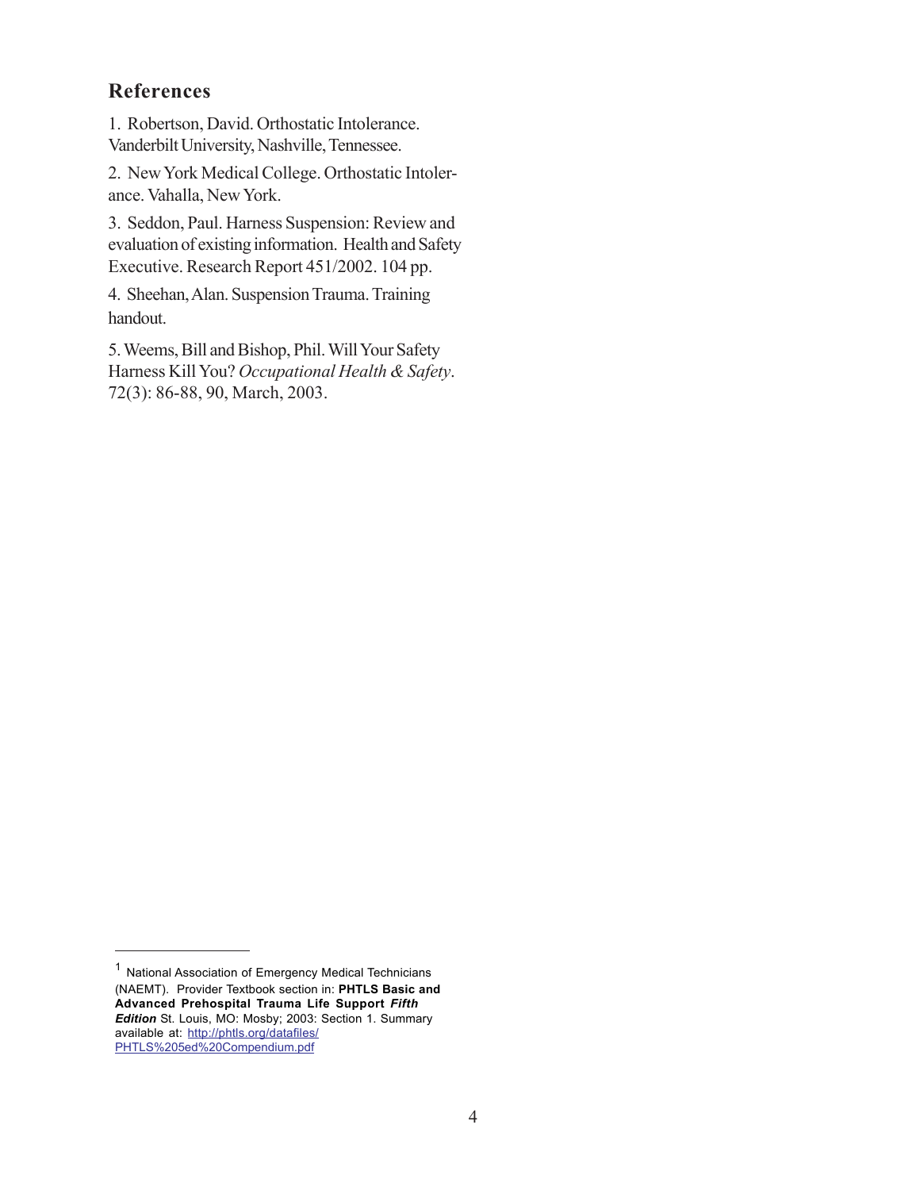## References

1. Robertson, David. Orthostatic Intolerance. Vanderbilt University, Nashville, Tennessee.

2. New York Medical College. Orthostatic Intolerance. Vahalla, New York.

3. Seddon, Paul. Harness Suspension: Review and evaluation of existing information. Health and Safety Executive. Research Report 451/2002. 104 pp.

4. Sheehan, Alan. Suspension Trauma. Training handout.

5. Weems, Bill and Bishop, Phil. Will Your Safety Harness Kill You? *Occupational Health & Safety*. 72(3): 86-88, 90, March, 2003.

---

[1] National Association of Emergency Medical Technicians (NAEMT). Provider Textbook section in: **PHTLS Basic and Advanced Prehospital Trauma Life Support *Fifth Edition*** St. Louis, MO: Mosby; 2003: Section 1. Summary available at: http://phtls.org/datafiles/PHTLS%205ed%20Compendium.pdf